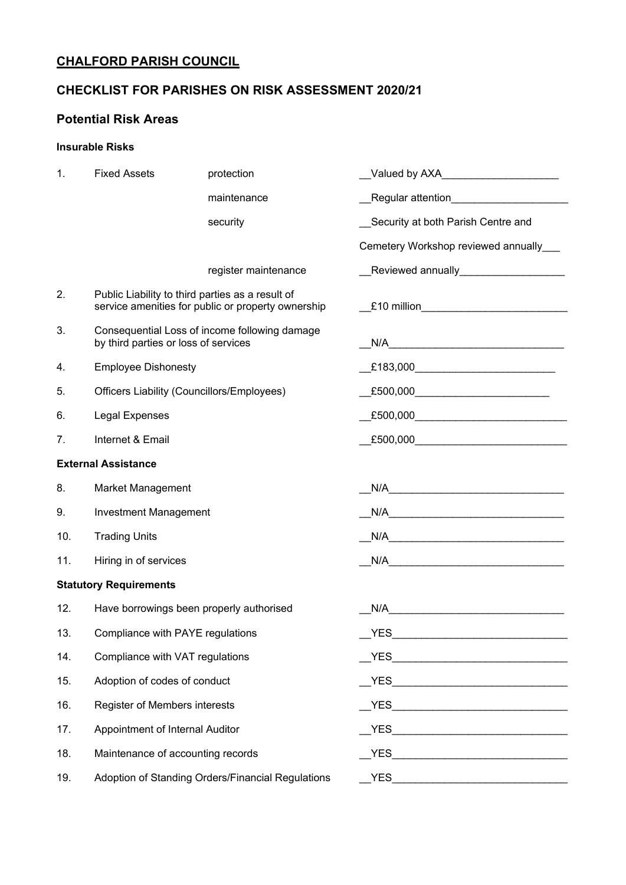**CHALFORD PARISH COUNCIL**

## CHECKLIST FOR PARISHES ON RISK ASSESSMENT 2020/21

### Potential Risk Areas

#### Insurable Risks

| | | | |
|---|---|---|---|
| 1. | Fixed Assets | protection | Valued by AXA |
| | | maintenance | Regular attention |
| | | security | Security at both Parish Centre and Cemetery Workshop reviewed annually |
| | | register maintenance | Reviewed annually |
| 2. | Public Liability to third parties as a result of service amenities for public or property ownership | | £10 million |
| 3. | Consequential Loss of income following damage by third parties or loss of services | | N/A |
| 4. | Employee Dishonesty | | £183,000 |
| 5. | Officers Liability (Councillors/Employees) | | £500,000 |
| 6. | Legal Expenses | | £500,000 |
| 7. | Internet & Email | | £500,000 |

#### External Assistance

| | | |
|---|---|---|
| 8. | Market Management | N/A |
| 9. | Investment Management | N/A |
| 10. | Trading Units | N/A |
| 11. | Hiring in of services | N/A |

#### Statutory Requirements

| | | |
|---|---|---|
| 12. | Have borrowings been properly authorised | N/A |
| 13. | Compliance with PAYE regulations | YES |
| 14. | Compliance with VAT regulations | YES |
| 15. | Adoption of codes of conduct | YES |
| 16. | Register of Members interests | YES |
| 17. | Appointment of Internal Auditor | YES |
| 18. | Maintenance of accounting records | YES |
| 19. | Adoption of Standing Orders/Financial Regulations | YES |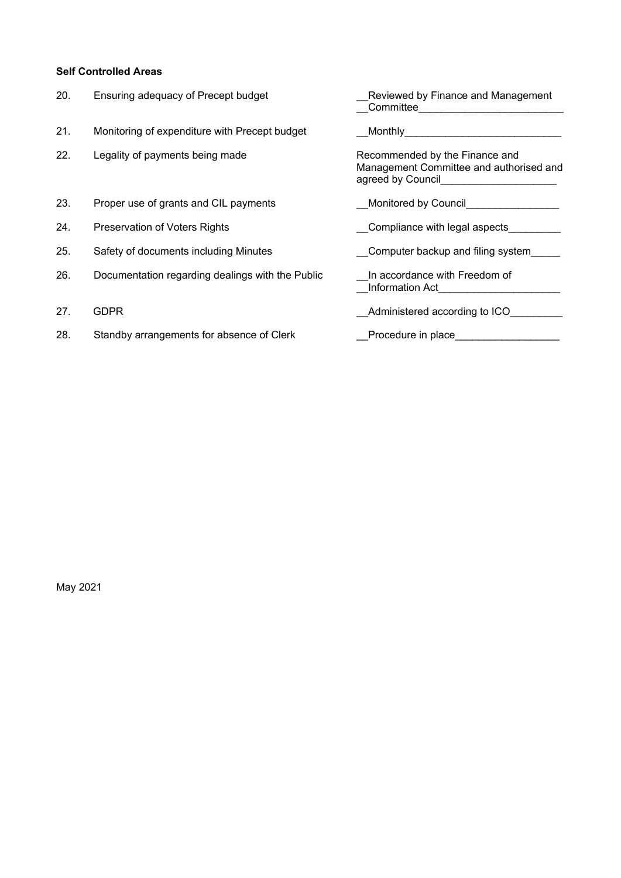**Self Controlled Areas**

| | | |
|---|---|---|
| 20. | Ensuring adequacy of Precept budget | __Reviewed by Finance and Management __Committee________________________ |
| 21. | Monitoring of expenditure with Precept budget | __Monthly__________________________ |
| 22. | Legality of payments being made | Recommended by the Finance and Management Committee and authorised and agreed by Council___________________ |
| 23. | Proper use of grants and CIL payments | __Monitored by Council________________ |
| 24. | Preservation of Voters Rights | __Compliance with legal aspects_________ |
| 25. | Safety of documents including Minutes | __Computer backup and filing system_____ |
| 26. | Documentation regarding dealings with the Public | __In accordance with Freedom of __Information Act____________________ |
| 27. | GDPR | __Administered according to ICO_________ |
| 28. | Standby arrangements for absence of Clerk | __Procedure in place__________________ |

May 2021